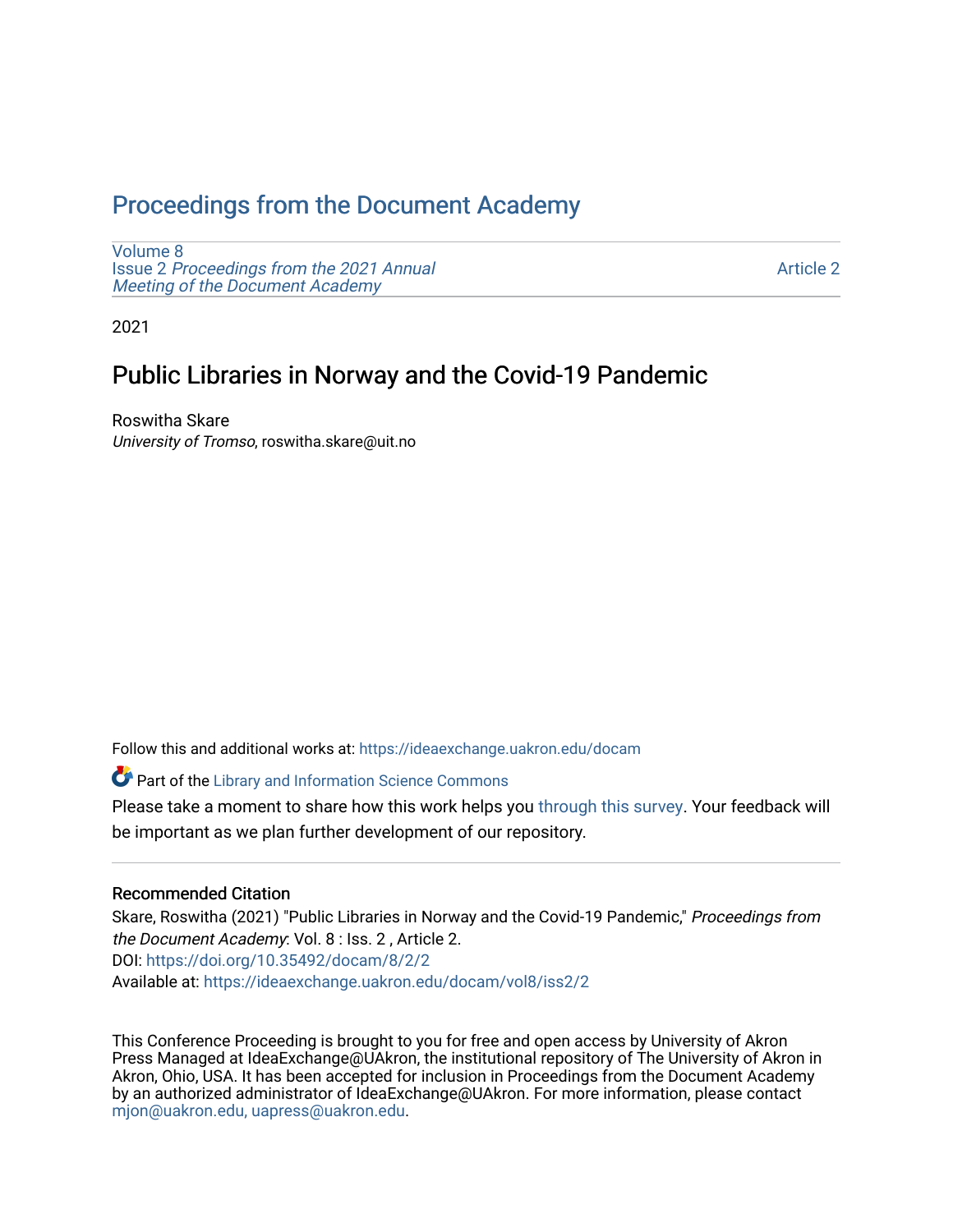# Proceedings from the Document Academy

Volume 8
Issue 2 *Proceedings from the 2021 Annual Meeting of the Document Academy*

Article 2

2021

## Public Libraries in Norway and the Covid-19 Pandemic

Roswitha Skare
*University of Tromso*, roswitha.skare@uit.no

Follow this and additional works at: https://ideaexchange.uakron.edu/docam

Part of the Library and Information Science Commons

Please take a moment to share how this work helps you through this survey. Your feedback will be important as we plan further development of our repository.

### Recommended Citation

Skare, Roswitha (2021) "Public Libraries in Norway and the Covid-19 Pandemic," *Proceedings from the Document Academy*: Vol. 8 : Iss. 2 , Article 2.
DOI: https://doi.org/10.35492/docam/8/2/2
Available at: https://ideaexchange.uakron.edu/docam/vol8/iss2/2

This Conference Proceeding is brought to you for free and open access by University of Akron Press Managed at IdeaExchange@UAkron, the institutional repository of The University of Akron in Akron, Ohio, USA. It has been accepted for inclusion in Proceedings from the Document Academy by an authorized administrator of IdeaExchange@UAkron. For more information, please contact mjon@uakron.edu, uapress@uakron.edu.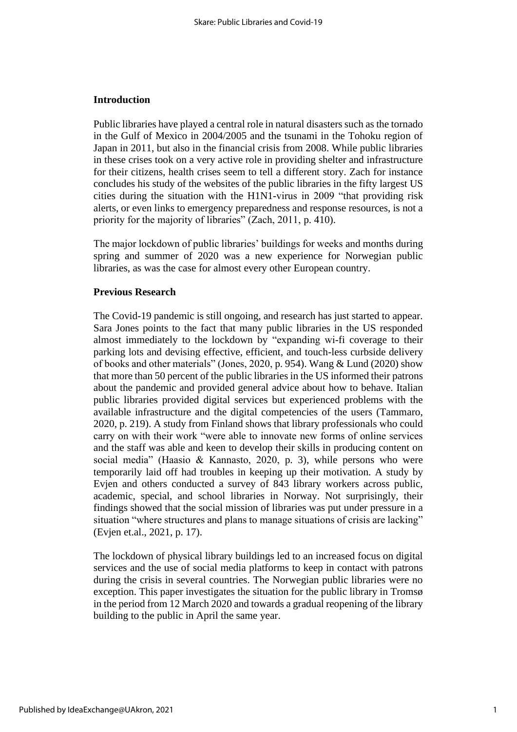## Introduction

Public libraries have played a central role in natural disasters such as the tornado in the Gulf of Mexico in 2004/2005 and the tsunami in the Tohoku region of Japan in 2011, but also in the financial crisis from 2008. While public libraries in these crises took on a very active role in providing shelter and infrastructure for their citizens, health crises seem to tell a different story. Zach for instance concludes his study of the websites of the public libraries in the fifty largest US cities during the situation with the H1N1-virus in 2009 "that providing risk alerts, or even links to emergency preparedness and response resources, is not a priority for the majority of libraries" (Zach, 2011, p. 410).

The major lockdown of public libraries' buildings for weeks and months during spring and summer of 2020 was a new experience for Norwegian public libraries, as was the case for almost every other European country.

## Previous Research

The Covid-19 pandemic is still ongoing, and research has just started to appear. Sara Jones points to the fact that many public libraries in the US responded almost immediately to the lockdown by "expanding wi-fi coverage to their parking lots and devising effective, efficient, and touch-less curbside delivery of books and other materials" (Jones, 2020, p. 954). Wang & Lund (2020) show that more than 50 percent of the public libraries in the US informed their patrons about the pandemic and provided general advice about how to behave. Italian public libraries provided digital services but experienced problems with the available infrastructure and the digital competencies of the users (Tammaro, 2020, p. 219). A study from Finland shows that library professionals who could carry on with their work "were able to innovate new forms of online services and the staff was able and keen to develop their skills in producing content on social media" (Haasio & Kannasto, 2020, p. 3), while persons who were temporarily laid off had troubles in keeping up their motivation. A study by Evjen and others conducted a survey of 843 library workers across public, academic, special, and school libraries in Norway. Not surprisingly, their findings showed that the social mission of libraries was put under pressure in a situation "where structures and plans to manage situations of crisis are lacking" (Evjen et.al., 2021, p. 17).

The lockdown of physical library buildings led to an increased focus on digital services and the use of social media platforms to keep in contact with patrons during the crisis in several countries. The Norwegian public libraries were no exception. This paper investigates the situation for the public library in Tromsø in the period from 12 March 2020 and towards a gradual reopening of the library building to the public in April the same year.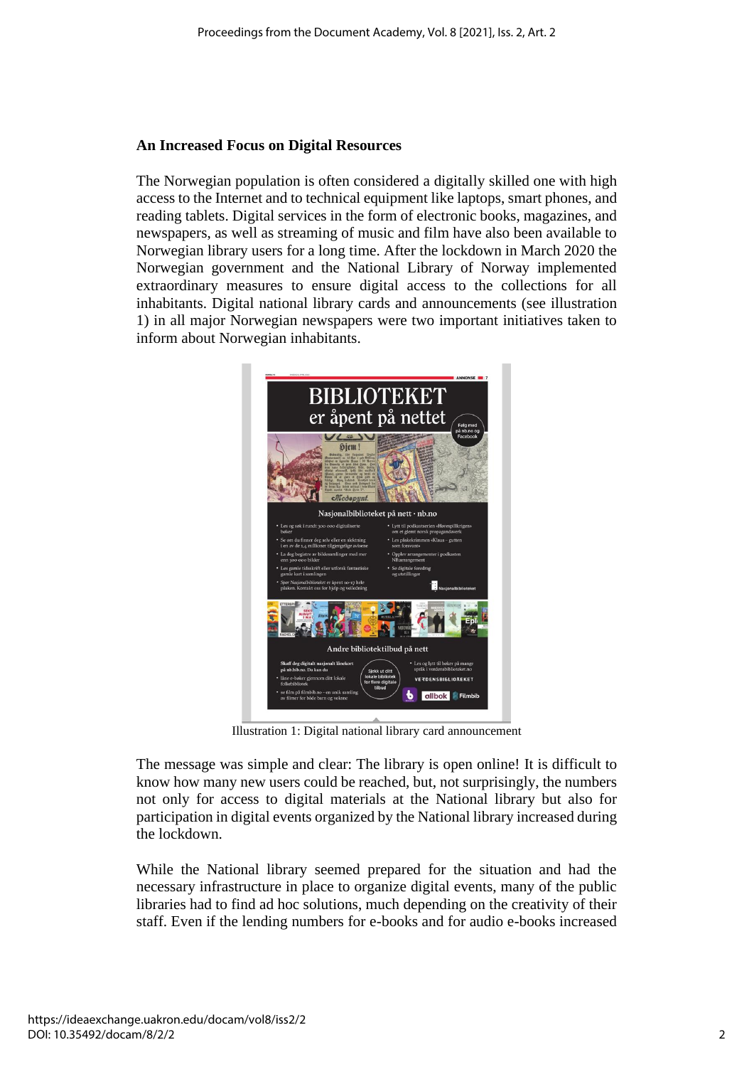### An Increased Focus on Digital Resources

The Norwegian population is often considered a digitally skilled one with high access to the Internet and to technical equipment like laptops, smart phones, and reading tablets. Digital services in the form of electronic books, magazines, and newspapers, as well as streaming of music and film have also been available to Norwegian library users for a long time. After the lockdown in March 2020 the Norwegian government and the National Library of Norway implemented extraordinary measures to ensure digital access to the collections for all inhabitants. Digital national library cards and announcements (see illustration 1) in all major Norwegian newspapers were two important initiatives taken to inform about Norwegian inhabitants.

Illustration 1: Digital national library card announcement

The message was simple and clear: The library is open online! It is difficult to know how many new users could be reached, but, not surprisingly, the numbers not only for access to digital materials at the National library but also for participation in digital events organized by the National library increased during the lockdown.

While the National library seemed prepared for the situation and had the necessary infrastructure in place to organize digital events, many of the public libraries had to find ad hoc solutions, much depending on the creativity of their staff. Even if the lending numbers for e-books and for audio e-books increased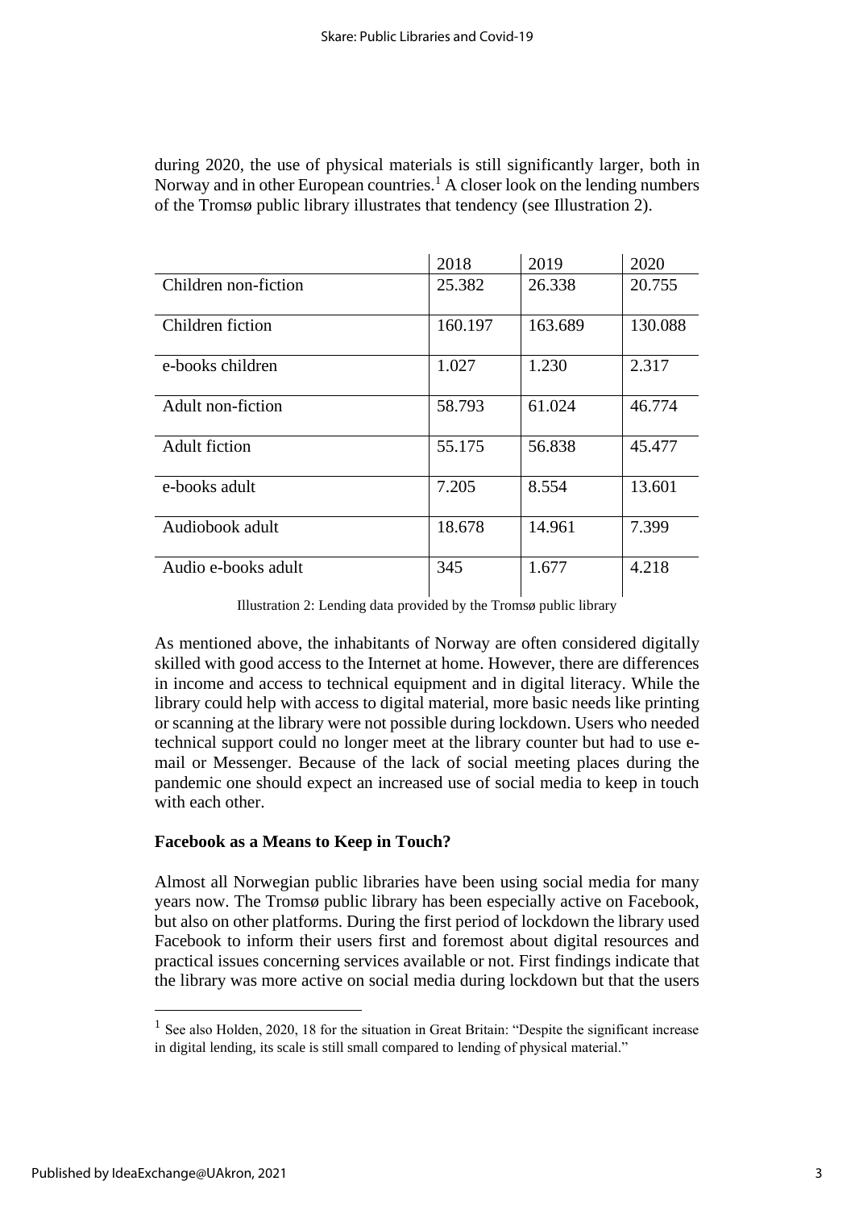during 2020, the use of physical materials is still significantly larger, both in Norway and in other European countries.[1] A closer look on the lending numbers of the Tromsø public library illustrates that tendency (see Illustration 2).

| | 2018 | 2019 | 2020 |
|---|---|---|---|
| Children non-fiction | 25.382 | 26.338 | 20.755 |
| Children fiction | 160.197 | 163.689 | 130.088 |
| e-books children | 1.027 | 1.230 | 2.317 |
| Adult non-fiction | 58.793 | 61.024 | 46.774 |
| Adult fiction | 55.175 | 56.838 | 45.477 |
| e-books adult | 7.205 | 8.554 | 13.601 |
| Audiobook adult | 18.678 | 14.961 | 7.399 |
| Audio e-books adult | 345 | 1.677 | 4.218 |

Illustration 2: Lending data provided by the Tromsø public library

As mentioned above, the inhabitants of Norway are often considered digitally skilled with good access to the Internet at home. However, there are differences in income and access to technical equipment and in digital literacy. While the library could help with access to digital material, more basic needs like printing or scanning at the library were not possible during lockdown. Users who needed technical support could no longer meet at the library counter but had to use e-mail or Messenger. Because of the lack of social meeting places during the pandemic one should expect an increased use of social media to keep in touch with each other.

**Facebook as a Means to Keep in Touch?**

Almost all Norwegian public libraries have been using social media for many years now. The Tromsø public library has been especially active on Facebook, but also on other platforms. During the first period of lockdown the library used Facebook to inform their users first and foremost about digital resources and practical issues concerning services available or not. First findings indicate that the library was more active on social media during lockdown but that the users

[1] See also Holden, 2020, 18 for the situation in Great Britain: "Despite the significant increase in digital lending, its scale is still small compared to lending of physical material."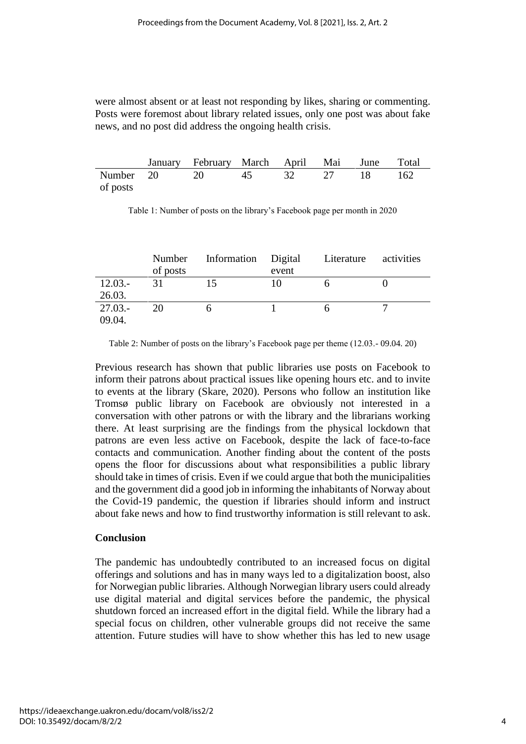were almost absent or at least not responding by likes, sharing or commenting. Posts were foremost about library related issues, only one post was about fake news, and no post did address the ongoing health crisis.

| | January | February | March | April | Mai | June | Total |
|---|---|---|---|---|---|---|---|
| Number of posts | 20 | 20 | 45 | 32 | 27 | 18 | 162 |

Table 1: Number of posts on the library's Facebook page per month in 2020

| | Number of posts | Information | Digital event | Literature | activities |
|---|---|---|---|---|---|
| 12.03.-26.03. | 31 | 15 | 10 | 6 | 0 |
| 27.03.-09.04. | 20 | 6 | 1 | 6 | 7 |

Table 2: Number of posts on the library's Facebook page per theme (12.03.- 09.04. 20)

Previous research has shown that public libraries use posts on Facebook to inform their patrons about practical issues like opening hours etc. and to invite to events at the library (Skare, 2020). Persons who follow an institution like Tromsø public library on Facebook are obviously not interested in a conversation with other patrons or with the library and the librarians working there. At least surprising are the findings from the physical lockdown that patrons are even less active on Facebook, despite the lack of face-to-face contacts and communication. Another finding about the content of the posts opens the floor for discussions about what responsibilities a public library should take in times of crisis. Even if we could argue that both the municipalities and the government did a good job in informing the inhabitants of Norway about the Covid-19 pandemic, the question if libraries should inform and instruct about fake news and how to find trustworthy information is still relevant to ask.

**Conclusion**

The pandemic has undoubtedly contributed to an increased focus on digital offerings and solutions and has in many ways led to a digitalization boost, also for Norwegian public libraries. Although Norwegian library users could already use digital material and digital services before the pandemic, the physical shutdown forced an increased effort in the digital field. While the library had a special focus on children, other vulnerable groups did not receive the same attention. Future studies will have to show whether this has led to new usage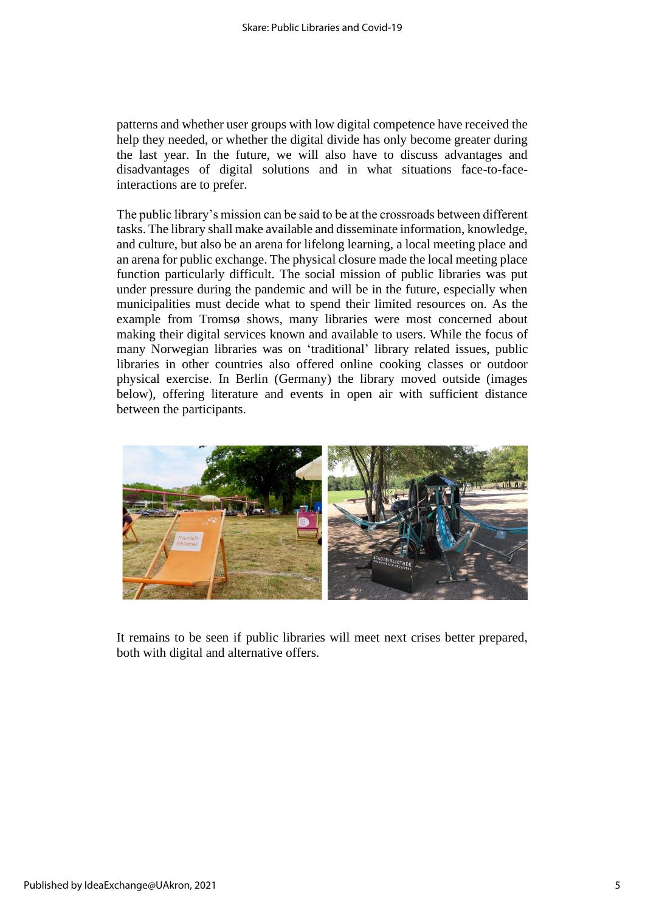patterns and whether user groups with low digital competence have received the help they needed, or whether the digital divide has only become greater during the last year. In the future, we will also have to discuss advantages and disadvantages of digital solutions and in what situations face-to-face-interactions are to prefer.

The public library's mission can be said to be at the crossroads between different tasks. The library shall make available and disseminate information, knowledge, and culture, but also be an arena for lifelong learning, a local meeting place and an arena for public exchange. The physical closure made the local meeting place function particularly difficult. The social mission of public libraries was put under pressure during the pandemic and will be in the future, especially when municipalities must decide what to spend their limited resources on. As the example from Tromsø shows, many libraries were most concerned about making their digital services known and available to users. While the focus of many Norwegian libraries was on 'traditional' library related issues, public libraries in other countries also offered online cooking classes or outdoor physical exercise. In Berlin (Germany) the library moved outside (images below), offering literature and events in open air with sufficient distance between the participants.

It remains to be seen if public libraries will meet next crises better prepared, both with digital and alternative offers.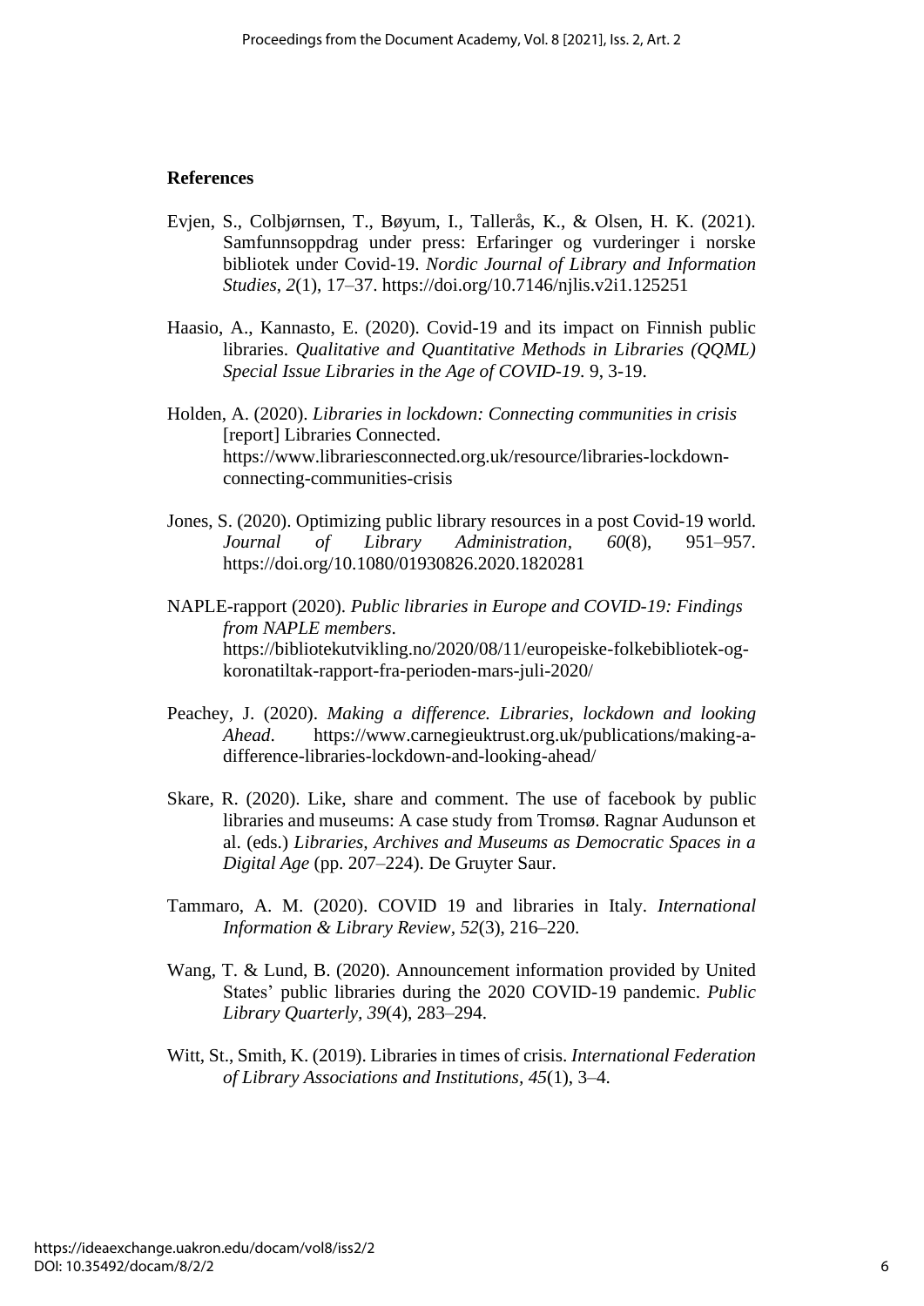## References

Evjen, S., Colbjørnsen, T., Bøyum, I., Tallerås, K., & Olsen, H. K. (2021). Samfunnsoppdrag under press: Erfaringer og vurderinger i norske bibliotek under Covid-19. *Nordic Journal of Library and Information Studies*, *2*(1), 17–37. https://doi.org/10.7146/njlis.v2i1.125251

Haasio, A., Kannasto, E. (2020). Covid-19 and its impact on Finnish public libraries. *Qualitative and Quantitative Methods in Libraries (QQML) Special Issue Libraries in the Age of COVID-19*. 9, 3-19.

Holden, A. (2020). *Libraries in lockdown: Connecting communities in crisis* [report] Libraries Connected. https://www.librariesconnected.org.uk/resource/libraries-lockdown-connecting-communities-crisis

Jones, S. (2020). Optimizing public library resources in a post Covid-19 world. *Journal of Library Administration*, *60*(8), 951–957. https://doi.org/10.1080/01930826.2020.1820281

NAPLE-rapport (2020). *Public libraries in Europe and COVID-19: Findings from NAPLE members*. https://bibliotekutvikling.no/2020/08/11/europeiske-folkebibliotek-og-koronatiltak-rapport-fra-perioden-mars-juli-2020/

Peachey, J. (2020). *Making a difference. Libraries, lockdown and looking Ahead*. https://www.carnegieuktrust.org.uk/publications/making-a-difference-libraries-lockdown-and-looking-ahead/

Skare, R. (2020). Like, share and comment. The use of facebook by public libraries and museums: A case study from Tromsø. Ragnar Audunson et al. (eds.) *Libraries, Archives and Museums as Democratic Spaces in a Digital Age* (pp. 207–224). De Gruyter Saur.

Tammaro, A. M. (2020). COVID 19 and libraries in Italy. *International Information & Library Review*, *52*(3), 216–220.

Wang, T. & Lund, B. (2020). Announcement information provided by United States' public libraries during the 2020 COVID-19 pandemic. *Public Library Quarterly*, *39*(4), 283–294.

Witt, St., Smith, K. (2019). Libraries in times of crisis. *International Federation of Library Associations and Institutions*, *45*(1), 3–4.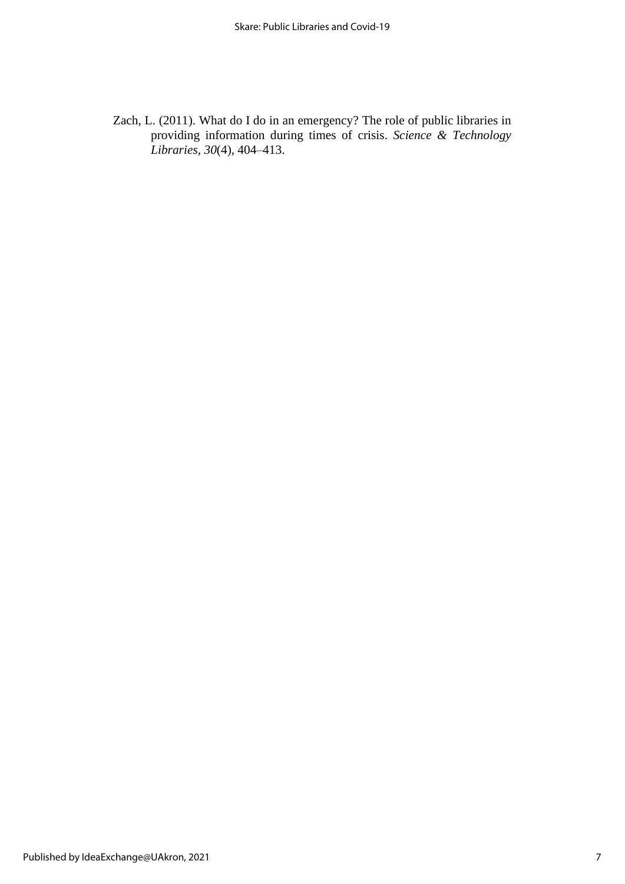Zach, L. (2011). What do I do in an emergency? The role of public libraries in providing information during times of crisis. *Science & Technology Libraries*, *30*(4), 404–413.